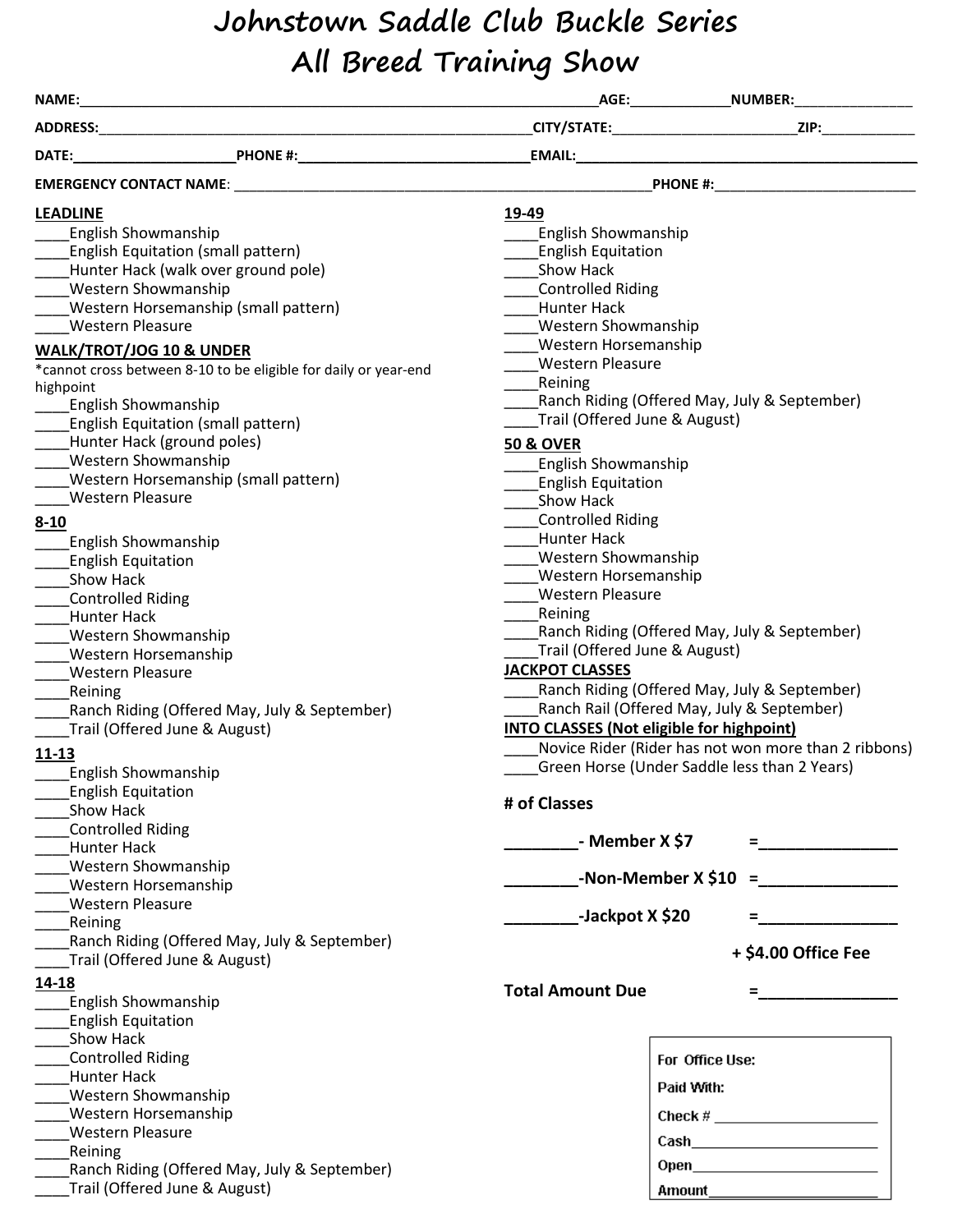# Johnstown Saddle Club Buckle Series
# All Breed Training Show

**NAME:**______________________________________________________________**AGE:**____________**NUMBER:**_______________

**ADDRESS:**_____________________________________________________**CITY/STATE:**________________________**ZIP:**____________

**DATE:**_____________________**PHONE #:**______________________________**EMAIL:**_____________________________________________

**EMERGENCY CONTACT NAME**: _______________________________________________________**PHONE #:**__________________________

**LEADLINE**
____English Showmanship
____English Equitation (small pattern)
____Hunter Hack (walk over ground pole)
____Western Showmanship
____Western Horsemanship (small pattern)
____Western Pleasure

**WALK/TROT/JOG 10 & UNDER**
*cannot cross between 8-10 to be eligible for daily or year-end highpoint
____English Showmanship
____English Equitation (small pattern)
____Hunter Hack (ground poles)
____Western Showmanship
____Western Horsemanship (small pattern)
____Western Pleasure

**8-10**
____English Showmanship
____English Equitation
____Show Hack
____Controlled Riding
____Hunter Hack
____Western Showmanship
____Western Horsemanship
____Western Pleasure
____Reining
____Ranch Riding (Offered May, July & September)
____Trail (Offered June & August)

**11-13**
____English Showmanship
____English Equitation
____Show Hack
____Controlled Riding
____Hunter Hack
____Western Showmanship
____Western Horsemanship
____Western Pleasure
____Reining
____Ranch Riding (Offered May, July & September)
____Trail (Offered June & August)

**14-18**
____English Showmanship
____English Equitation
____Show Hack
____Controlled Riding
____Hunter Hack
____Western Showmanship
____Western Horsemanship
____Western Pleasure
____Reining
____Ranch Riding (Offered May, July & September)
____Trail (Offered June & August)

**19-49**
____English Showmanship
____English Equitation
____Show Hack
____Controlled Riding
____Hunter Hack
____Western Showmanship
____Western Horsemanship
____Western Pleasure
____Reining
____Ranch Riding (Offered May, July & September)
____Trail (Offered June & August)

**50 & OVER**
____English Showmanship
____English Equitation
____Show Hack
____Controlled Riding
____Hunter Hack
____Western Showmanship
____Western Horsemanship
____Western Pleasure
____Reining
____Ranch Riding (Offered May, July & September)
____Trail (Offered June & August)

**JACKPOT CLASSES**
____Ranch Riding (Offered May, July & September)
____Ranch Rail (Offered May, July & September)

**INTO CLASSES (Not eligible for highpoint)**
____Novice Rider (Rider has not won more than 2 ribbons)
____Green Horse (Under Saddle less than 2 Years)

**# of Classes**

**________- Member X $7 =_______________**

**________-Non-Member X $10 =_______________**

**________-Jackpot X $20 =_______________**

**+ $4.00 Office Fee**

**Total Amount Due =_______________**

For Office Use:
Paid With:
Check # ____________________
Cash______________________
Open______________________
Amount_____________________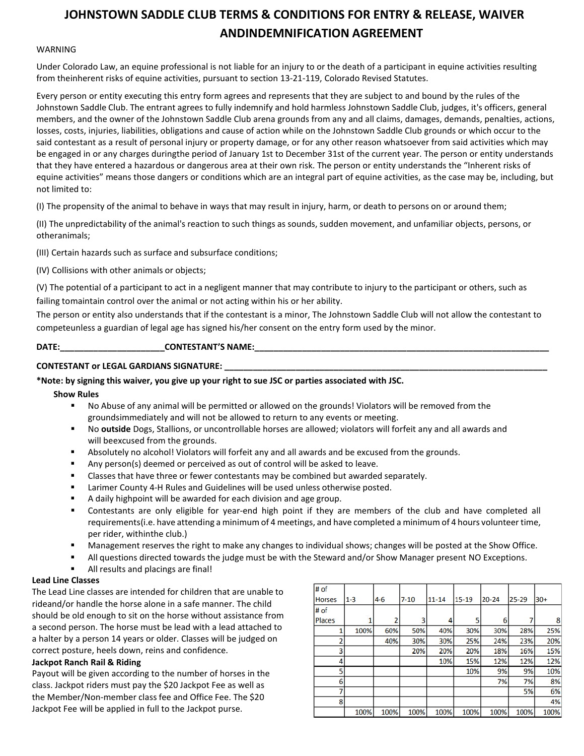# JOHNSTOWN SADDLE CLUB TERMS & CONDITIONS FOR ENTRY & RELEASE, WAIVER ANDINDEMNIFICATION AGREEMENT

WARNING

Under Colorado Law, an equine professional is not liable for an injury to or the death of a participant in equine activities resulting from theinherent risks of equine activities, pursuant to section 13-21-119, Colorado Revised Statutes.

Every person or entity executing this entry form agrees and represents that they are subject to and bound by the rules of the Johnstown Saddle Club. The entrant agrees to fully indemnify and hold harmless Johnstown Saddle Club, judges, it's officers, general members, and the owner of the Johnstown Saddle Club arena grounds from any and all claims, damages, demands, penalties, actions, losses, costs, injuries, liabilities, obligations and cause of action while on the Johnstown Saddle Club grounds or which occur to the said contestant as a result of personal injury or property damage, or for any other reason whatsoever from said activities which may be engaged in or any charges duringthe period of January 1st to December 31st of the current year. The person or entity understands that they have entered a hazardous or dangerous area at their own risk. The person or entity understands the "Inherent risks of equine activities" means those dangers or conditions which are an integral part of equine activities, as the case may be, including, but not limited to:

(I) The propensity of the animal to behave in ways that may result in injury, harm, or death to persons on or around them;

(II) The unpredictability of the animal's reaction to such things as sounds, sudden movement, and unfamiliar objects, persons, or otheranimals;

(III) Certain hazards such as surface and subsurface conditions;

(IV) Collisions with other animals or objects;

(V) The potential of a participant to act in a negligent manner that may contribute to injury to the participant or others, such as failing tomaintain control over the animal or not acting within his or her ability.

The person or entity also understands that if the contestant is a minor, The Johnstown Saddle Club will not allow the contestant to competeunless a guardian of legal age has signed his/her consent on the entry form used by the minor.

**DATE:_____________________CONTESTANT'S NAME:_____________________________________________________________**

**CONTESTANT or LEGAL GARDIANS SIGNATURE: ______________________________________________________________________**

**\*Note: by signing this waiver, you give up your right to sue JSC or parties associated with JSC.**

**Show Rules**

- No Abuse of any animal will be permitted or allowed on the grounds! Violators will be removed from the groundsimmediately and will not be allowed to return to any events or meeting.
- No **outside** Dogs, Stallions, or uncontrollable horses are allowed; violators will forfeit any and all awards and will beexcused from the grounds.
- Absolutely no alcohol! Violators will forfeit any and all awards and be excused from the grounds.
- Any person(s) deemed or perceived as out of control will be asked to leave.
- Classes that have three or fewer contestants may be combined but awarded separately.
- Larimer County 4-H Rules and Guidelines will be used unless otherwise posted.
- A daily highpoint will be awarded for each division and age group.
- Contestants are only eligible for year-end high point if they are members of the club and have completed all requirements(i.e. have attending a minimum of 4 meetings, and have completed a minimum of 4 hours volunteer time, per rider, withinthe club.)
- Management reserves the right to make any changes to individual shows; changes will be posted at the Show Office.
- All questions directed towards the judge must be with the Steward and/or Show Manager present NO Exceptions.
- All results and placings are final!

**Lead Line Classes**

The Lead Line classes are intended for children that are unable to rideand/or handle the horse alone in a safe manner. The child should be old enough to sit on the horse without assistance from a second person. The horse must be lead with a lead attached to a halter by a person 14 years or older. Classes will be judged on correct posture, heels down, reins and confidence.

**Jackpot Ranch Rail & Riding**

Payout will be given according to the number of horses in the class. Jackpot riders must pay the $20 Jackpot Fee as well as the Member/Non-member class fee and Office Fee. The $20 Jackpot Fee will be applied in full to the Jackpot purse.

| # of Horses | 1-3 | 4-6 | 7-10 | 11-14 | 15-19 | 20-24 | 25-29 | 30+ |
|---|---|---|---|---|---|---|---|---|
| # of Places | 1 | 2 | 3 | 4 | 5 | 6 | 7 | 8 |
| 1 | 100% | 60% | 50% | 40% | 30% | 30% | 28% | 25% |
| 2 | | 40% | 30% | 30% | 25% | 24% | 23% | 20% |
| 3 | | | 20% | 20% | 20% | 18% | 16% | 15% |
| 4 | | | | 10% | 15% | 12% | 12% | 12% |
| 5 | | | | | 10% | 9% | 9% | 10% |
| 6 | | | | | | 7% | 7% | 8% |
| 7 | | | | | | | 5% | 6% |
| 8 | | | | | | | | 4% |
| | 100% | 100% | 100% | 100% | 100% | 100% | 100% | 100% |